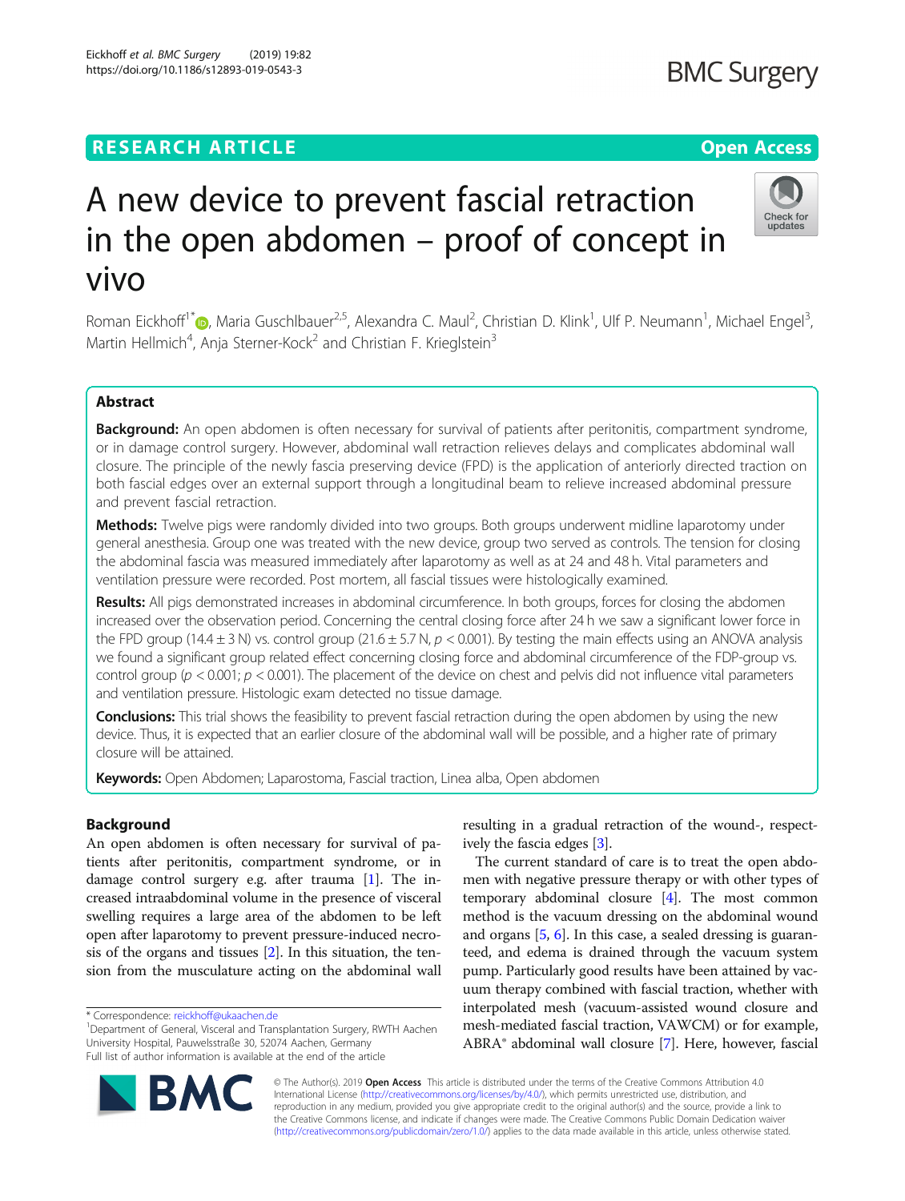RESEARCH ARTICLE

Open Access

# A new device to prevent fascial retraction in the open abdomen – proof of concept in vivo

Roman Eickhoff[1*], Maria Guschlbauer[2,5], Alexandra C. Maul[2], Christian D. Klink[1], Ulf P. Neumann[1], Michael Engel[3], Martin Hellmich[4], Anja Sterner-Kock[2] and Christian F. Krieglstein[3]

## Abstract

**Background:** An open abdomen is often necessary for survival of patients after peritonitis, compartment syndrome, or in damage control surgery. However, abdominal wall retraction relieves delays and complicates abdominal wall closure. The principle of the newly fascia preserving device (FPD) is the application of anteriorly directed traction on both fascial edges over an external support through a longitudinal beam to relieve increased abdominal pressure and prevent fascial retraction.

**Methods:** Twelve pigs were randomly divided into two groups. Both groups underwent midline laparotomy under general anesthesia. Group one was treated with the new device, group two served as controls. The tension for closing the abdominal fascia was measured immediately after laparotomy as well as at 24 and 48 h. Vital parameters and ventilation pressure were recorded. Post mortem, all fascial tissues were histologically examined.

**Results:** All pigs demonstrated increases in abdominal circumference. In both groups, forces for closing the abdomen increased over the observation period. Concerning the central closing force after 24 h we saw a significant lower force in the FPD group (14.4 ± 3 N) vs. control group (21.6 ± 5.7 N, $p < 0.001$). By testing the main effects using an ANOVA analysis we found a significant group related effect concerning closing force and abdominal circumference of the FDP-group vs. control group ($p < 0.001$; $p < 0.001$). The placement of the device on chest and pelvis did not influence vital parameters and ventilation pressure. Histologic exam detected no tissue damage.

**Conclusions:** This trial shows the feasibility to prevent fascial retraction during the open abdomen by using the new device. Thus, it is expected that an earlier closure of the abdominal wall will be possible, and a higher rate of primary closure will be attained.

**Keywords:** Open Abdomen; Laparostoma, Fascial traction, Linea alba, Open abdomen

## Background

An open abdomen is often necessary for survival of patients after peritonitis, compartment syndrome, or in damage control surgery e.g. after trauma [1]. The increased intraabdominal volume in the presence of visceral swelling requires a large area of the abdomen to be left open after laparotomy to prevent pressure-induced necrosis of the organs and tissues [2]. In this situation, the tension from the musculature acting on the abdominal wall resulting in a gradual retraction of the wound-, respectively the fascia edges [3].

The current standard of care is to treat the open abdomen with negative pressure therapy or with other types of temporary abdominal closure [4]. The most common method is the vacuum dressing on the abdominal wound and organs [5, 6]. In this case, a sealed dressing is guaranteed, and edema is drained through the vacuum system pump. Particularly good results have been attained by vacuum therapy combined with fascial traction, whether with interpolated mesh (vacuum-assisted wound closure and mesh-mediated fascial traction, VAWCM) or for example, ABRA® abdominal wall closure [7]. Here, however, fascial

* Correspondence: reickhoff@ukaachen.de
[1]Department of General, Visceral and Transplantation Surgery, RWTH Aachen University Hospital, Pauwelsstraße 30, 52074 Aachen, Germany
Full list of author information is available at the end of the article

© The Author(s). 2019 **Open Access** This article is distributed under the terms of the Creative Commons Attribution 4.0 International License (http://creativecommons.org/licenses/by/4.0/), which permits unrestricted use, distribution, and reproduction in any medium, provided you give appropriate credit to the original author(s) and the source, provide a link to the Creative Commons license, and indicate if changes were made. The Creative Commons Public Domain Dedication waiver (http://creativecommons.org/publicdomain/zero/1.0/) applies to the data made available in this article, unless otherwise stated.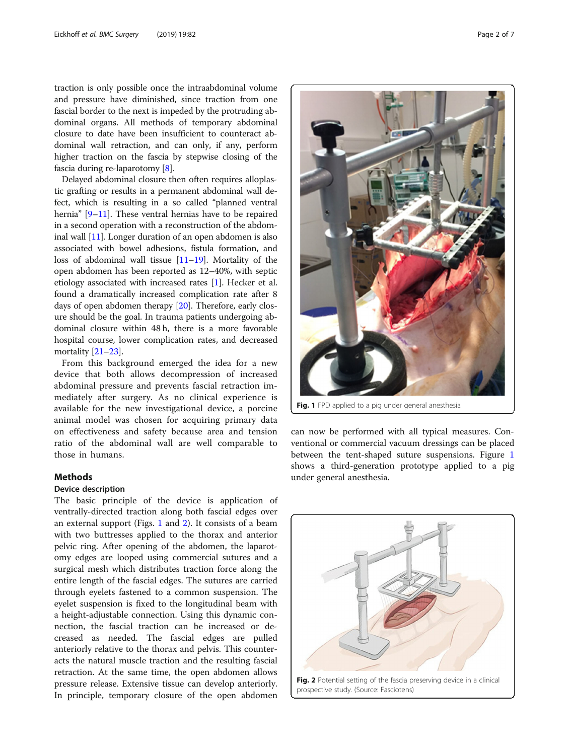traction is only possible once the intraabdominal volume and pressure have diminished, since traction from one fascial border to the next is impeded by the protruding abdominal organs. All methods of temporary abdominal closure to date have been insufficient to counteract abdominal wall retraction, and can only, if any, perform higher traction on the fascia by stepwise closing of the fascia during re-laparotomy [8].

Delayed abdominal closure then often requires alloplastic grafting or results in a permanent abdominal wall defect, which is resulting in a so called "planned ventral hernia" [9–11]. These ventral hernias have to be repaired in a second operation with a reconstruction of the abdominal wall [11]. Longer duration of an open abdomen is also associated with bowel adhesions, fistula formation, and loss of abdominal wall tissue [11–19]. Mortality of the open abdomen has been reported as 12–40%, with septic etiology associated with increased rates [1]. Hecker et al. found a dramatically increased complication rate after 8 days of open abdomen therapy [20]. Therefore, early closure should be the goal. In trauma patients undergoing abdominal closure within 48 h, there is a more favorable hospital course, lower complication rates, and decreased mortality [21–23].

From this background emerged the idea for a new device that both allows decompression of increased abdominal pressure and prevents fascial retraction immediately after surgery. As no clinical experience is available for the new investigational device, a porcine animal model was chosen for acquiring primary data on effectiveness and safety because area and tension ratio of the abdominal wall are well comparable to those in humans.

## Methods

### Device description

The basic principle of the device is application of ventrally-directed traction along both fascial edges over an external support (Figs. 1 and 2). It consists of a beam with two buttresses applied to the thorax and anterior pelvic ring. After opening of the abdomen, the laparotomy edges are looped using commercial sutures and a surgical mesh which distributes traction force along the entire length of the fascial edges. The sutures are carried through eyelets fastened to a common suspension. The eyelet suspension is fixed to the longitudinal beam with a height-adjustable connection. Using this dynamic connection, the fascial traction can be increased or decreased as needed. The fascial edges are pulled anteriorly relative to the thorax and pelvis. This counteracts the natural muscle traction and the resulting fascial retraction. At the same time, the open abdomen allows pressure release. Extensive tissue can develop anteriorly. In principle, temporary closure of the open abdomen can now be performed with all typical measures. Conventional or commercial vacuum dressings can be placed between the tent-shaped suture suspensions. Figure 1 shows a third-generation prototype applied to a pig under general anesthesia.

**Fig. 1** FPD applied to a pig under general anesthesia

**Fig. 2** Potential setting of the fascia preserving device in a clinical prospective study. (Source: Fasciotens)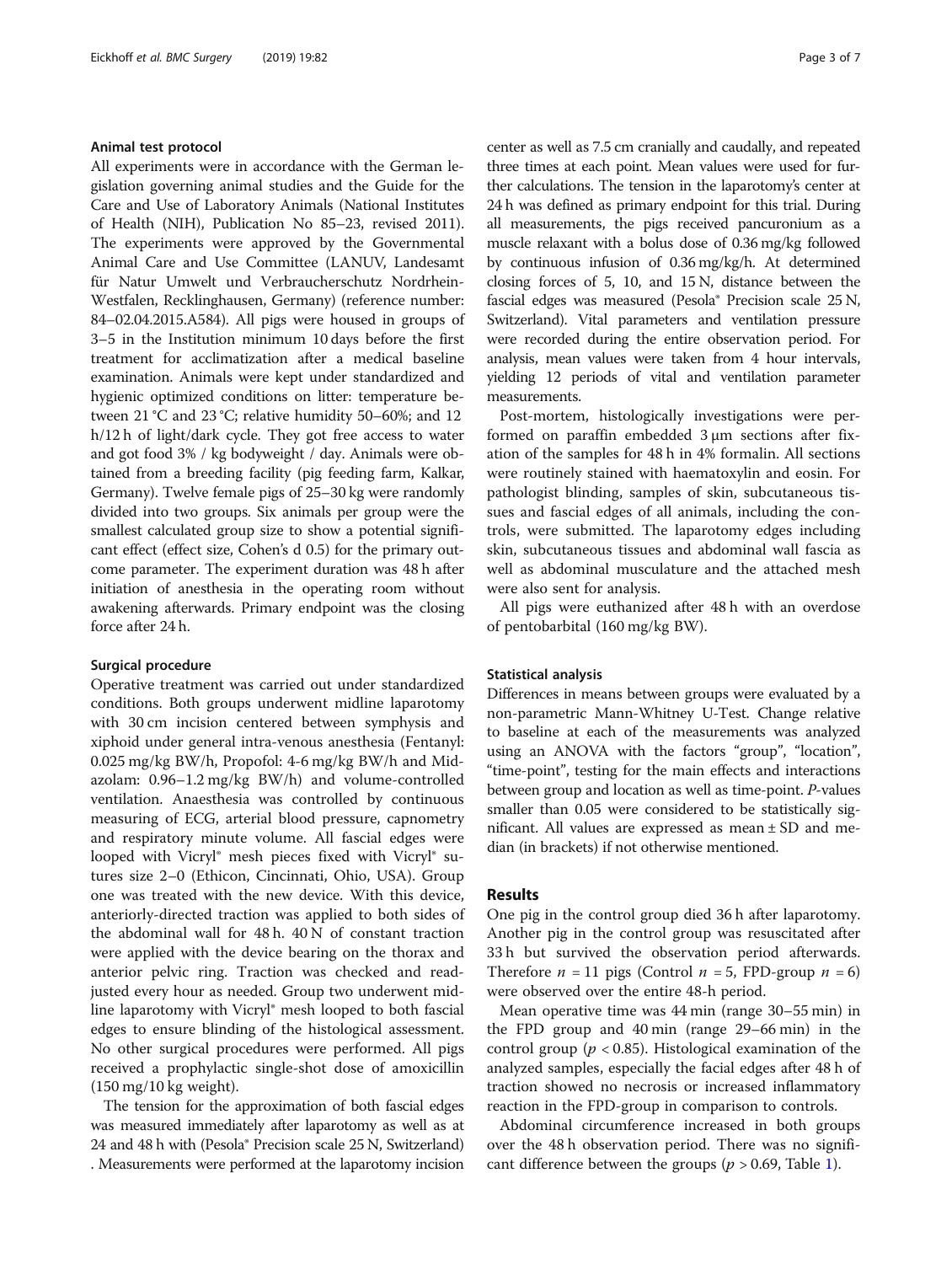### Animal test protocol

All experiments were in accordance with the German legislation governing animal studies and the Guide for the Care and Use of Laboratory Animals (National Institutes of Health (NIH), Publication No 85–23, revised 2011). The experiments were approved by the Governmental Animal Care and Use Committee (LANUV, Landesamt für Natur Umwelt und Verbraucherschutz Nordrhein-Westfalen, Recklinghausen, Germany) (reference number: 84–02.04.2015.A584). All pigs were housed in groups of 3–5 in the Institution minimum 10 days before the first treatment for acclimatization after a medical baseline examination. Animals were kept under standardized and hygienic optimized conditions on litter: temperature between 21 °C and 23 °C; relative humidity 50–60%; and 12 h/12 h of light/dark cycle. They got free access to water and got food 3% / kg bodyweight / day. Animals were obtained from a breeding facility (pig feeding farm, Kalkar, Germany). Twelve female pigs of 25–30 kg were randomly divided into two groups. Six animals per group were the smallest calculated group size to show a potential significant effect (effect size, Cohen's d 0.5) for the primary outcome parameter. The experiment duration was 48 h after initiation of anesthesia in the operating room without awakening afterwards. Primary endpoint was the closing force after 24 h.

### Surgical procedure

Operative treatment was carried out under standardized conditions. Both groups underwent midline laparotomy with 30 cm incision centered between symphysis and xiphoid under general intra-venous anesthesia (Fentanyl: 0.025 mg/kg BW/h, Propofol: 4-6 mg/kg BW/h and Midazolam: 0.96–1.2 mg/kg BW/h) and volume-controlled ventilation. Anaesthesia was controlled by continuous measuring of ECG, arterial blood pressure, capnometry and respiratory minute volume. All fascial edges were looped with Vicryl® mesh pieces fixed with Vicryl® sutures size 2–0 (Ethicon, Cincinnati, Ohio, USA). Group one was treated with the new device. With this device, anteriorly-directed traction was applied to both sides of the abdominal wall for 48 h. 40 N of constant traction were applied with the device bearing on the thorax and anterior pelvic ring. Traction was checked and readjusted every hour as needed. Group two underwent midline laparotomy with Vicryl® mesh looped to both fascial edges to ensure blinding of the histological assessment. No other surgical procedures were performed. All pigs received a prophylactic single-shot dose of amoxicillin (150 mg/10 kg weight).

The tension for the approximation of both fascial edges was measured immediately after laparotomy as well as at 24 and 48 h with (Pesola® Precision scale 25 N, Switzerland). Measurements were performed at the laparotomy incision center as well as 7.5 cm cranially and caudally, and repeated three times at each point. Mean values were used for further calculations. The tension in the laparotomy's center at 24 h was defined as primary endpoint for this trial. During all measurements, the pigs received pancuronium as a muscle relaxant with a bolus dose of 0.36 mg/kg followed by continuous infusion of 0.36 mg/kg/h. At determined closing forces of 5, 10, and 15 N, distance between the fascial edges was measured (Pesola® Precision scale 25 N, Switzerland). Vital parameters and ventilation pressure were recorded during the entire observation period. For analysis, mean values were taken from 4 hour intervals, yielding 12 periods of vital and ventilation parameter measurements.

Post-mortem, histologically investigations were performed on paraffin embedded 3 μm sections after fixation of the samples for 48 h in 4% formalin. All sections were routinely stained with haematoxylin and eosin. For pathologist blinding, samples of skin, subcutaneous tissues and fascial edges of all animals, including the controls, were submitted. The laparotomy edges including skin, subcutaneous tissues and abdominal wall fascia as well as abdominal musculature and the attached mesh were also sent for analysis.

All pigs were euthanized after 48 h with an overdose of pentobarbital (160 mg/kg BW).

### Statistical analysis

Differences in means between groups were evaluated by a non-parametric Mann-Whitney U-Test. Change relative to baseline at each of the measurements was analyzed using an ANOVA with the factors "group", "location", "time-point", testing for the main effects and interactions between group and location as well as time-point. *P*-values smaller than 0.05 were considered to be statistically significant. All values are expressed as mean ± SD and median (in brackets) if not otherwise mentioned.

## Results

One pig in the control group died 36 h after laparotomy. Another pig in the control group was resuscitated after 33 h but survived the observation period afterwards. Therefore $n = 11$ pigs (Control $n = 5$, FPD-group $n = 6$) were observed over the entire 48-h period.

Mean operative time was 44 min (range 30–55 min) in the FPD group and 40 min (range 29–66 min) in the control group ($p < 0.85$). Histological examination of the analyzed samples, especially the facial edges after 48 h of traction showed no necrosis or increased inflammatory reaction in the FPD-group in comparison to controls.

Abdominal circumference increased in both groups over the 48 h observation period. There was no significant difference between the groups ($p > 0.69$, Table 1).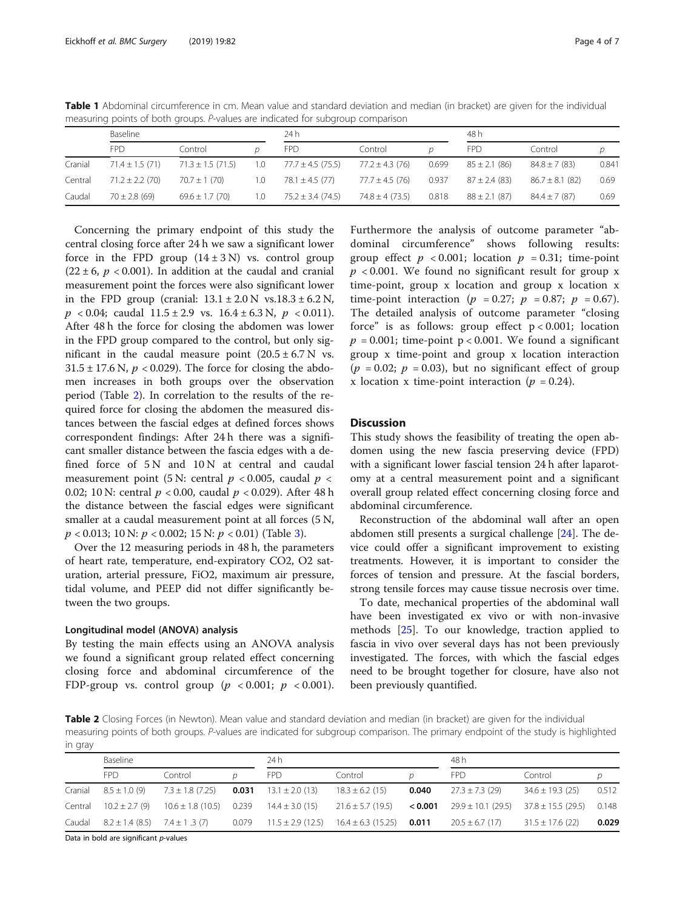**Table 1** Abdominal circumference in cm. Mean value and standard deviation and median (in bracket) are given for the individual measuring points of both groups. P-values are indicated for subgroup comparison

| | Baseline | | | 24 h | | | 48 h | | |
|---|---|---|---|---|---|---|---|---|---|
| | FPD | Control | p | FPD | Control | p | FPD | Control | p |
| Cranial | 71.4 ± 1.5 (71) | 71.3 ± 1.5 (71.5) | 1.0 | 77.7 ± 4.5 (75.5) | 77.2 ± 4.3 (76) | 0.699 | 85 ± 2.1 (86) | 84.8 ± 7 (83) | 0.841 |
| Central | 71.2 ± 2.2 (70) | 70.7 ± 1 (70) | 1.0 | 78.1 ± 4.5 (77) | 77.7 ± 4.5 (76) | 0.937 | 87 ± 2.4 (83) | 86.7 ± 8.1 (82) | 0.69 |
| Caudal | 70 ± 2.8 (69) | 69.6 ± 1.7 (70) | 1.0 | 75.2 ± 3.4 (74.5) | 74.8 ± 4 (73.5) | 0.818 | 88 ± 2.1 (87) | 84.4 ± 7 (87) | 0.69 |

Concerning the primary endpoint of this study the central closing force after 24 h we saw a significant lower force in the FPD group (14 ± 3 N) vs. control group (22 ± 6, $p < 0.001$). In addition at the caudal and cranial measurement point the forces were also significant lower in the FPD group (cranial: 13.1 ± 2.0 N vs.18.3 ± 6.2 N, $p < 0.04$; caudal 11.5 ± 2.9 vs. 16.4 ± 6.3 N, $p < 0.011$). After 48 h the force for closing the abdomen was lower in the FPD group compared to the control, but only significant in the caudal measure point (20.5 ± 6.7 N vs. 31.5 ± 17.6 N, $p < 0.029$). The force for closing the abdomen increases in both groups over the observation period (Table 2). In correlation to the results of the required force for closing the abdomen the measured distances between the fascial edges at defined forces shows correspondent findings: After 24 h there was a significant smaller distance between the fascia edges with a defined force of 5 N and 10 N at central and caudal measurement point (5 N: central $p < 0.005$, caudal $p < 0.02$; 10 N: central $p < 0.00$, caudal $p < 0.029$). After 48 h the distance between the fascial edges were significant smaller at a caudal measurement point at all forces (5 N, $p < 0.013$; 10 N: $p < 0.002$; 15 N: $p < 0.01$) (Table 3).

Over the 12 measuring periods in 48 h, the parameters of heart rate, temperature, end-expiratory $CO_2$, $O_2$ saturation, arterial pressure, $FiO_2$, maximum air pressure, tidal volume, and PEEP did not differ significantly between the two groups.

### Longitudinal model (ANOVA) analysis

By testing the main effects using an ANOVA analysis we found a significant group related effect concerning closing force and abdominal circumference of the FDP-group vs. control group ($p < 0.001$; $p < 0.001$). Furthermore the analysis of outcome parameter "abdominal circumference" shows following results: group effect $p < 0.001$; location $p = 0.31$; time-point $p < 0.001$. We found no significant result for group x time-point, group x location and group x location x time-point interaction ($p = 0.27$; $p = 0.87$; $p = 0.67$). The detailed analysis of outcome parameter "closing force" is as follows: group effect $p < 0.001$; location $p = 0.001$; time-point $p < 0.001$. We found a significant group x time-point and group x location interaction ($p = 0.02$; $p = 0.03$), but no significant effect of group x location x time-point interaction ($p = 0.24$).

## Discussion

This study shows the feasibility of treating the open abdomen using the new fascia preserving device (FPD) with a significant lower fascial tension 24 h after laparotomy at a central measurement point and a significant overall group related effect concerning closing force and abdominal circumference.

Reconstruction of the abdominal wall after an open abdomen still presents a surgical challenge [24]. The device could offer a significant improvement to existing treatments. However, it is important to consider the forces of tension and pressure. At the fascial borders, strong tensile forces may cause tissue necrosis over time.

To date, mechanical properties of the abdominal wall have been investigated ex vivo or with non-invasive methods [25]. To our knowledge, traction applied to fascia in vivo over several days has not been previously investigated. The forces, with which the fascial edges need to be brought together for closure, have also not been previously quantified.

**Table 2** Closing Forces (in Newton). Mean value and standard deviation and median (in bracket) are given for the individual measuring points of both groups. P-values are indicated for subgroup comparison. The primary endpoint of the study is highlighted in gray

| | Baseline | | | 24 h | | | 48 h | | |
|---|---|---|---|---|---|---|---|---|---|
| | FPD | Control | p | FPD | Control | p | FPD | Control | p |
| Cranial | 8.5 ± 1.0 (9) | 7.3 ± 1.8 (7.25) | **0.031** | 13.1 ± 2.0 (13) | 18.3 ± 6.2 (15) | **0.040** | 27.3 ± 7.3 (29) | 34.6 ± 19.3 (25) | 0.512 |
| Central | 10.2 ± 2.7 (9) | 10.6 ± 1.8 (10.5) | 0.239 | 14.4 ± 3.0 (15) | 21.6 ± 5.7 (19.5) | **< 0.001** | 29.9 ± 10.1 (29.5) | 37.8 ± 15.5 (29.5) | 0.148 |
| Caudal | 8.2 ± 1.4 (8.5) | 7.4 ± 1 .3 (7) | 0.079 | 11.5 ± 2.9 (12.5) | 16.4 ± 6.3 (15.25) | **0.011** | 20.5 ± 6.7 (17) | 31.5 ± 17.6 (22) | **0.029** |

Data in bold are significant p-values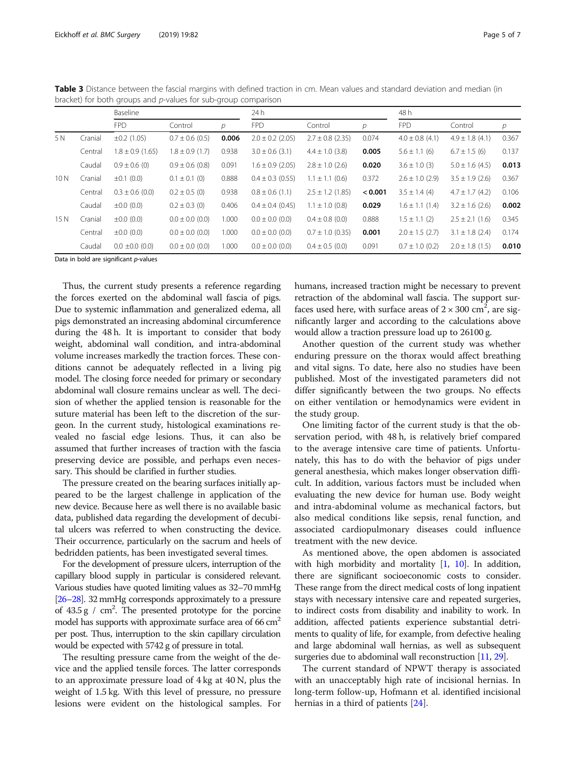**Table 3** Distance between the fascial margins with defined traction in cm. Mean values and standard deviation and median (in bracket) for both groups and *p*-values for sub-group comparison

| | | Baseline | | | 24 h | | | 48 h | | |
|---|---|---|---|---|---|---|---|---|---|---|
| | | FPD | Control | *p* | FPD | Control | *p* | FPD | Control | *p* |
| 5 N | Cranial | ±0.2 (1.05) | 0.7 ± 0.6 (0.5) | **0.006** | 2.0 ± 0.2 (2.05) | 2.7 ± 0.8 (2.35) | 0.074 | 4.0 ± 0.8 (4.1) | 4.9 ± 1.8 (4.1) | 0.367 |
| | Central | 1.8 ± 0.9 (1.65) | 1.8 ± 0.9 (1.7) | 0.938 | 3.0 ± 0.6 (3.1) | 4.4 ± 1.0 (3.8) | **0.005** | 5.6 ± 1.1 (6) | 6.7 ± 1.5 (6) | 0.137 |
| | Caudal | 0.9 ± 0.6 (0) | 0.9 ± 0.6 (0.8) | 0.091 | 1.6 ± 0.9 (2.05) | 2.8 ± 1.0 (2.6) | **0.020** | 3.6 ± 1.0 (3) | 5.0 ± 1.6 (4.5) | **0.013** |
| 10 N | Cranial | ±0.1 (0.0) | 0.1 ± 0.1 (0) | 0.888 | 0.4 ± 0.3 (0.55) | 1.1 ± 1.1 (0.6) | 0.372 | 2.6 ± 1.0 (2.9) | 3.5 ± 1.9 (2.6) | 0.367 |
| | Central | 0.3 ± 0.6 (0.0) | 0.2 ± 0.5 (0) | 0.938 | 0.8 ± 0.6 (1.1) | 2.5 ± 1.2 (1.85) | **< 0.001** | 3.5 ± 1.4 (4) | 4.7 ± 1.7 (4.2) | 0.106 |
| | Caudal | ±0.0 (0.0) | 0.2 ± 0.3 (0) | 0.406 | 0.4 ± 0.4 (0.45) | 1.1 ± 1.0 (0.8) | **0.029** | 1.6 ± 1.1 (1.4) | 3.2 ± 1.6 (2.6) | **0.002** |
| 15 N | Cranial | ±0.0 (0.0) | 0.0 ± 0.0 (0.0) | 1.000 | 0.0 ± 0.0 (0.0) | 0.4 ± 0.8 (0.0) | 0.888 | 1.5 ± 1.1 (2) | 2.5 ± 2.1 (1.6) | 0.345 |
| | Central | ±0.0 (0.0) | 0.0 ± 0.0 (0.0) | 1.000 | 0.0 ± 0.0 (0.0) | 0.7 ± 1.0 (0.35) | **0.001** | 2.0 ± 1.5 (2.7) | 3.1 ± 1.8 (2.4) | 0.174 |
| | Caudal | 0.0 ±0.0 (0.0) | 0.0 ± 0.0 (0.0) | 1.000 | 0.0 ± 0.0 (0.0) | 0.4 ± 0.5 (0.0) | 0.091 | 0.7 ± 1.0 (0.2) | 2.0 ± 1.8 (1.5) | **0.010** |

Data in bold are significant *p*-values

Thus, the current study presents a reference regarding the forces exerted on the abdominal wall fascia of pigs. Due to systemic inflammation and generalized edema, all pigs demonstrated an increasing abdominal circumference during the 48 h. It is important to consider that body weight, abdominal wall condition, and intra-abdominal volume increases markedly the traction forces. These conditions cannot be adequately reflected in a living pig model. The closing force needed for primary or secondary abdominal wall closure remains unclear as well. The decision of whether the applied tension is reasonable for the suture material has been left to the discretion of the surgeon. In the current study, histological examinations revealed no fascial edge lesions. Thus, it can also be assumed that further increases of traction with the fascia preserving device are possible, and perhaps even necessary. This should be clarified in further studies.

The pressure created on the bearing surfaces initially appeared to be the largest challenge in application of the new device. Because here as well there is no available basic data, published data regarding the development of decubital ulcers was referred to when constructing the device. Their occurrence, particularly on the sacrum and heels of bedridden patients, has been investigated several times.

For the development of pressure ulcers, interruption of the capillary blood supply in particular is considered relevant. Various studies have quoted limiting values as 32–70 mmHg [26–28]. 32 mmHg corresponds approximately to a pressure of 43.5 g / cm$^2$. The presented prototype for the porcine model has supports with approximate surface area of 66 cm$^2$ per post. Thus, interruption to the skin capillary circulation would be expected with 5742 g of pressure in total.

The resulting pressure came from the weight of the device and the applied tensile forces. The latter corresponds to an approximate pressure load of 4 kg at 40 N, plus the weight of 1.5 kg. With this level of pressure, no pressure lesions were evident on the histological samples. For humans, increased traction might be necessary to prevent retraction of the abdominal wall fascia. The support surfaces used here, with surface areas of $2 \times 300$ cm$^2$, are significantly larger and according to the calculations above would allow a traction pressure load up to 26100 g.

Another question of the current study was whether enduring pressure on the thorax would affect breathing and vital signs. To date, here also no studies have been published. Most of the investigated parameters did not differ significantly between the two groups. No effects on either ventilation or hemodynamics were evident in the study group.

One limiting factor of the current study is that the observation period, with 48 h, is relatively brief compared to the average intensive care time of patients. Unfortunately, this has to do with the behavior of pigs under general anesthesia, which makes longer observation difficult. In addition, various factors must be included when evaluating the new device for human use. Body weight and intra-abdominal volume as mechanical factors, but also medical conditions like sepsis, renal function, and associated cardiopulmonary diseases could influence treatment with the new device.

As mentioned above, the open abdomen is associated with high morbidity and mortality [1, 10]. In addition, there are significant socioeconomic costs to consider. These range from the direct medical costs of long inpatient stays with necessary intensive care and repeated surgeries, to indirect costs from disability and inability to work. In addition, affected patients experience substantial detriments to quality of life, for example, from defective healing and large abdominal wall hernias, as well as subsequent surgeries due to abdominal wall reconstruction [11, 29].

The current standard of NPWT therapy is associated with an unacceptably high rate of incisional hernias. In long-term follow-up, Hofmann et al. identified incisional hernias in a third of patients [24].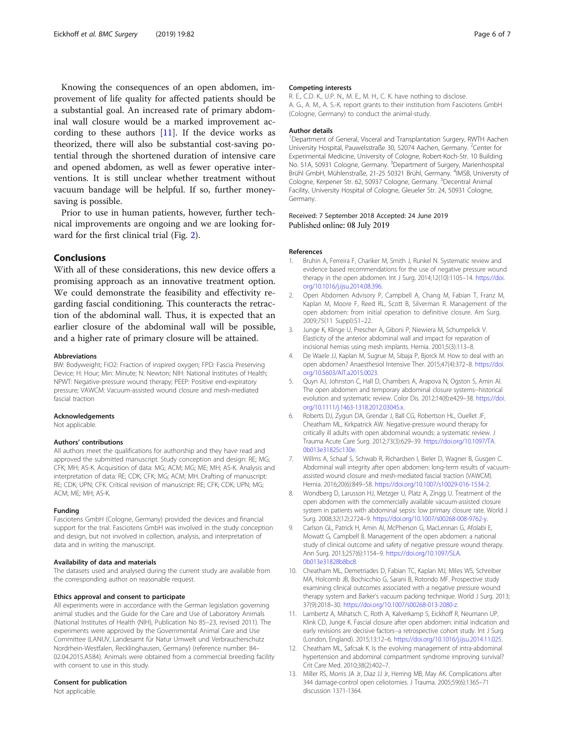Knowing the consequences of an open abdomen, improvement of life quality for affected patients should be a substantial goal. An increased rate of primary abdominal wall closure would be a marked improvement according to these authors [11]. If the device works as theorized, there will also be substantial cost-saving potential through the shortened duration of intensive care and opened abdomen, as well as fewer operative interventions. It is still unclear whether treatment without vacuum bandage will be helpful. If so, further money-saving is possible.

Prior to use in human patients, however, further technical improvements are ongoing and we are looking forward for the first clinical trial (Fig. 2).

## Conclusions

With all of these considerations, this new device offers a promising approach as an innovative treatment option. We could demonstrate the feasibility and effectivity regarding fascial conditioning. This counteracts the retraction of the abdominal wall. Thus, it is expected that an earlier closure of the abdominal wall will be possible, and a higher rate of primary closure will be attained.

### Abbreviations

BW: Bodyweight; FiO2: Fraction of inspired oxygen; FPD: Fascia Preserving Device; H: Hour; Min: Minute; N: Newton; NIH: National Institutes of Health; NPWT: Negative-pressure wound therapy; PEEP: Positive end-expiratory pressure; VAWCM: Vacuum-assisted wound closure and mesh-mediated fascial traction

### Acknowledgements

Not applicable.

### Authors' contributions

All authors meet the qualifications for authorship and they have read and approved the submitted manuscript. Study conception and design: RE; MG; CFK; MH; AS-K. Acquisition of data: MG; ACM; MG; ME; MH; AS-K. Analysis and interpretation of data: RE; CDK; CFK; MG; ACM; MH. Drafting of manuscript: RE; CDK; UPN; CFK. Critical revision of manuscript: RE; CFK; CDK; UPN; MG; ACM; ME; MH; AS-K.

### Funding

Fasciotens GmbH (Cologne, Germany) provided the devices and financial support for the trial. Fasciotens GmbH was involved in the study conception and design, but not involved in collection, analysis, and interpretation of data and in writing the manuscript.

### Availability of data and materials

The datasets used and analysed during the current study are available from the corresponding author on reasonable request.

### Ethics approval and consent to participate

All experiments were in accordance with the German legislation governing animal studies and the Guide for the Care and Use of Laboratory Animals (National Institutes of Health (NIH), Publication No 85–23, revised 2011). The experiments were approved by the Governmental Animal Care and Use Committee (LANUV, Landesamt für Natur Umwelt und Verbraucherschutz Nordrhein-Westfalen, Recklinghausen, Germany) (reference number: 84–02.04.2015.A584). Animals were obtained from a commercial breeding facility with consent to use in this study.

### Consent for publication

Not applicable.

### Competing interests

R. E., C.D. K., U.P. N., M. E., M. H., C. K. have nothing to disclose.
A. G., A. M., A. S.-K. report grants to their institution from Fasciotens GmbH (Cologne, Germany) to conduct the animal-study.

### Author details

[1]Department of General, Visceral and Transplantation Surgery, RWTH Aachen University Hospital, Pauwelsstraße 30, 52074 Aachen, Germany. [2]Center for Experimental Medicine, University of Cologne, Robert-Koch-Str. 10 Building No. 51A, 50931 Cologne, Germany. [3]Department of Surgery, Marienhospital Brühl GmbH, Mühlenstraße, 21-25 50321 Brühl, Germany. [4]IMSB, University of Cologne, Kerpener Str. 62, 50937 Cologne, Germany. [5]Decentral Animal Facility, University Hospital of Cologne, Gleueler Str. 24, 50931 Cologne, Germany.

Received: 7 September 2018 Accepted: 24 June 2019
Published online: 08 July 2019

### References

1. Bruhin A, Ferreira F, Chariker M, Smith J, Runkel N. Systematic review and evidence based recommendations for the use of negative pressure wound therapy in the open abdomen. Int J Surg. 2014;12(10):1105–14. https://doi.org/10.1016/j.ijsu.2014.08.396.
2. Open Abdomen Advisory P, Campbell A, Chang M, Fabian T, Franz M, Kaplan M, Moore F, Reed RL, Scott B, Silverman R. Management of the open abdomen: from initial operation to definitive closure. Am Surg. 2009;75(11 Suppl):S1–22.
3. Junge K, Klinge U, Prescher A, Giboni P, Niewiera M, Schumpelick V. Elasticity of the anterior abdominal wall and impact for reparation of incisional hernias using mesh implants. Hernia. 2001;5(3):113–8.
4. De Waele JJ, Kaplan M, Sugrue M, Sibaja P, Bjorck M. How to deal with an open abdomen? Anaesthesiol Intensive Ther. 2015;47(4):372–8. https://doi.org/10.5603/AIT.a2015.0023.
5. Quyn AJ, Johnston C, Hall D, Chambers A, Arapova N, Ogston S, Amin AI. The open abdomen and temporary abdominal closure systems--historical evolution and systematic review. Color Dis. 2012;14(8):e429–38. https://doi.org/10.1111/j.1463-1318.2012.03045.x.
6. Roberts DJ, Zygun DA, Grendar J, Ball CG, Robertson HL, Ouellet JF, Cheatham ML, Kirkpatrick AW. Negative-pressure wound therapy for critically ill adults with open abdominal wounds: a systematic review. J Trauma Acute Care Surg. 2012;73(3):629–39. https://doi.org/10.1097/TA.0b013e31825c130e.
7. Willms A, Schaaf S, Schwab R, Richardsen I, Bieler D, Wagner B, Gusgen C. Abdominal wall integrity after open abdomen: long-term results of vacuum-assisted wound closure and mesh-mediated fascial traction (VAWCM). Hernia. 2016;20(6):849–58. https://doi.org/10.1007/s10029-016-1534-2.
8. Wondberg D, Larusson HJ, Metzger U, Platz A, Zingg U. Treatment of the open abdomen with the commercially available vacuum-assisted closure system in patients with abdominal sepsis: low primary closure rate. World J Surg. 2008;32(12):2724–9. https://doi.org/10.1007/s00268-008-9762-y.
9. Carlson GL, Patrick H, Amin AI, McPherson G, MacLennan G, Afolabi E, Mowatt G, Campbell B. Management of the open abdomen: a national study of clinical outcome and safety of negative pressure wound therapy. Ann Surg. 2013;257(6):1154–9. https://doi.org/10.1097/SLA.0b013e31828b8bc8.
10. Cheatham ML, Demetriades D, Fabian TC, Kaplan MJ, Miles WS, Schreiber MA, Holcomb JB, Bochicchio G, Sarani B, Rotondo MF. Prospective study examining clinical outcomes associated with a negative pressure wound therapy system and Barker's vacuum packing technique. World J Surg. 2013;37(9):2018–30. https://doi.org/10.1007/s00268-013-2080-z.
11. Lambertz A, Mihatsch C, Roth A, Kalverkamp S, Eickhoff R, Neumann UP, Klink CD, Junge K. Fascial closure after open abdomen: initial indication and early revisions are decisive factors--a retrospective cohort study. Int J Surg (London, England). 2015;13:12–6. https://doi.org/10.1016/j.ijsu.2014.11.025.
12. Cheatham ML, Safcsak K. Is the evolving management of intra-abdominal hypertension and abdominal compartment syndrome improving survival? Crit Care Med. 2010;38(2):402–7.
13. Miller RS, Morris JA Jr, Diaz JJ Jr, Herring MB, May AK. Complications after 344 damage-control open celiotomies. J Trauma. 2005;59(6):1365–71 discussion 1371-1364.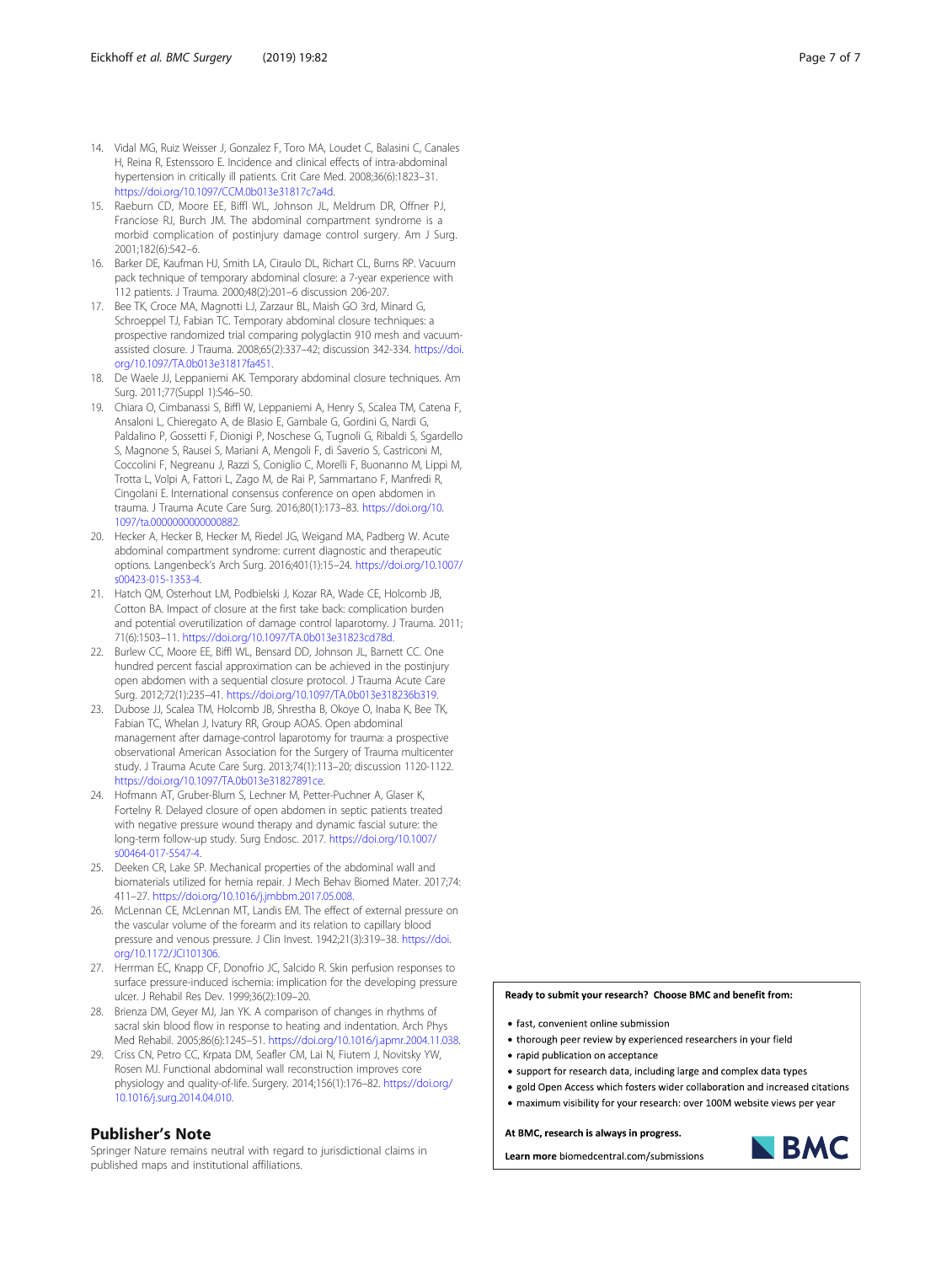14. Vidal MG, Ruiz Weisser J, Gonzalez F, Toro MA, Loudet C, Balasini C, Canales H, Reina R, Estenssoro E. Incidence and clinical effects of intra-abdominal hypertension in critically ill patients. Crit Care Med. 2008;36(6):1823–31. https://doi.org/10.1097/CCM.0b013e31817c7a4d.
15. Raeburn CD, Moore EE, Biffl WL, Johnson JL, Meldrum DR, Offner PJ, Franciose RJ, Burch JM. The abdominal compartment syndrome is a morbid complication of postinjury damage control surgery. Am J Surg. 2001;182(6):542–6.
16. Barker DE, Kaufman HJ, Smith LA, Ciraulo DL, Richart CL, Burns RP. Vacuum pack technique of temporary abdominal closure: a 7-year experience with 112 patients. J Trauma. 2000;48(2):201–6 discussion 206-207.
17. Bee TK, Croce MA, Magnotti LJ, Zarzaur BL, Maish GO 3rd, Minard G, Schroeppel TJ, Fabian TC. Temporary abdominal closure techniques: a prospective randomized trial comparing polyglactin 910 mesh and vacuum-assisted closure. J Trauma. 2008;65(2):337–42; discussion 342-334. https://doi.org/10.1097/TA.0b013e31817fa451.
18. De Waele JJ, Leppaniemi AK. Temporary abdominal closure techniques. Am Surg. 2011;77(Suppl 1):S46–50.
19. Chiara O, Cimbanassi S, Biffl W, Leppaniemi A, Henry S, Scalea TM, Catena F, Ansaloni L, Chieregato A, de Blasio E, Gambale G, Gordini G, Nardi G, Paldalino P, Gossetti F, Dionigi P, Noschese G, Tugnoli G, Ribaldi S, Sgardello S, Magnone S, Rausei S, Mariani A, Mengoli F, di Saverio S, Castriconi M, Coccolini F, Negreanu J, Razzi S, Coniglio C, Morelli F, Buonanno M, Lippi M, Trotta L, Volpi A, Fattori L, Zago M, de Rai P, Sammartano F, Manfredi R, Cingolani E. International consensus conference on open abdomen in trauma. J Trauma Acute Care Surg. 2016;80(1):173–83. https://doi.org/10.1097/ta.0000000000000882.
20. Hecker A, Hecker B, Hecker M, Riedel JG, Weigand MA, Padberg W. Acute abdominal compartment syndrome: current diagnostic and therapeutic options. Langenbeck's Arch Surg. 2016;401(1):15–24. https://doi.org/10.1007/s00423-015-1353-4.
21. Hatch QM, Osterhout LM, Podbielski J, Kozar RA, Wade CE, Holcomb JB, Cotton BA. Impact of closure at the first take back: complication burden and potential overutilization of damage control laparotomy. J Trauma. 2011;71(6):1503–11. https://doi.org/10.1097/TA.0b013e31823cd78d.
22. Burlew CC, Moore EE, Biffl WL, Bensard DD, Johnson JL, Barnett CC. One hundred percent fascial approximation can be achieved in the postinjury open abdomen with a sequential closure protocol. J Trauma Acute Care Surg. 2012;72(1):235–41. https://doi.org/10.1097/TA.0b013e318236b319.
23. Dubose JJ, Scalea TM, Holcomb JB, Shrestha B, Okoye O, Inaba K, Bee TK, Fabian TC, Whelan J, Ivatury RR, Group AOAS. Open abdominal management after damage-control laparotomy for trauma: a prospective observational American Association for the Surgery of Trauma multicenter study. J Trauma Acute Care Surg. 2013;74(1):113–20; discussion 1120-1122. https://doi.org/10.1097/TA.0b013e31827891ce.
24. Hofmann AT, Gruber-Blum S, Lechner M, Petter-Puchner A, Glaser K, Fortelny R. Delayed closure of open abdomen in septic patients treated with negative pressure wound therapy and dynamic fascial suture: the long-term follow-up study. Surg Endosc. 2017. https://doi.org/10.1007/s00464-017-5547-4.
25. Deeken CR, Lake SP. Mechanical properties of the abdominal wall and biomaterials utilized for hernia repair. J Mech Behav Biomed Mater. 2017;74:411–27. https://doi.org/10.1016/j.jmbbm.2017.05.008.
26. McLennan CE, McLennan MT, Landis EM. The effect of external pressure on the vascular volume of the forearm and its relation to capillary blood pressure and venous pressure. J Clin Invest. 1942;21(3):319–38. https://doi.org/10.1172/JCI101306.
27. Herrman EC, Knapp CF, Donofrio JC, Salcido R. Skin perfusion responses to surface pressure-induced ischemia: implication for the developing pressure ulcer. J Rehabil Res Dev. 1999;36(2):109–20.
28. Brienza DM, Geyer MJ, Jan YK. A comparison of changes in rhythms of sacral skin blood flow in response to heating and indentation. Arch Phys Med Rehabil. 2005;86(6):1245–51. https://doi.org/10.1016/j.apmr.2004.11.038.
29. Criss CN, Petro CC, Krpata DM, Seafler CM, Lai N, Fiutem J, Novitsky YW, Rosen MJ. Functional abdominal wall reconstruction improves core physiology and quality-of-life. Surgery. 2014;156(1):176–82. https://doi.org/10.1016/j.surg.2014.04.010.

## Publisher's Note

Springer Nature remains neutral with regard to jurisdictional claims in published maps and institutional affiliations.

**Ready to submit your research? Choose BMC and benefit from:**

- fast, convenient online submission
- thorough peer review by experienced researchers in your field
- rapid publication on acceptance
- support for research data, including large and complex data types
- gold Open Access which fosters wider collaboration and increased citations
- maximum visibility for your research: over 100M website views per year

**At BMC, research is always in progress.**

**Learn more** biomedcentral.com/submissions